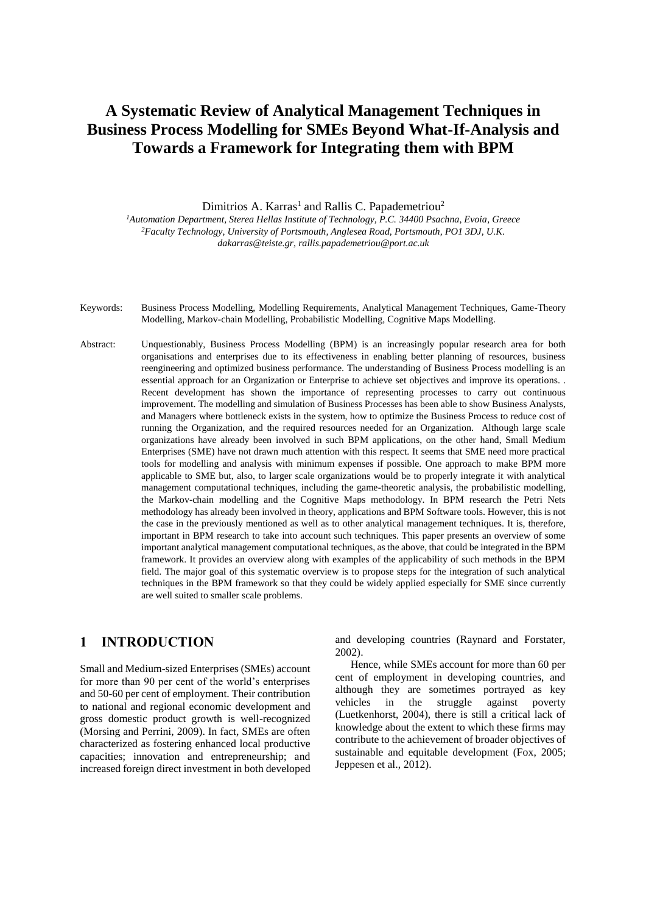# A Systematic Review of Analytical Management Techniques in Business Process Modelling for SMEs Beyond What-If-Analysis and Towards a Framework for Integrating them with BPM

Dimitrios A. Karras[1] and Rallis C. Papademetriou[2]

[1]*Automation Department, Sterea Hellas Institute of Technology, P.C. 34400 Psachna, Evoia, Greece*
[2]*Faculty Technology, University of Portsmouth, Anglesea Road, Portsmouth, PO1 3DJ, U.K.*
*dakarras@teiste.gr, rallis.papademetriou@port.ac.uk*

Keywords: Business Process Modelling, Modelling Requirements, Analytical Management Techniques, Game-Theory Modelling, Markov-chain Modelling, Probabilistic Modelling, Cognitive Maps Modelling.

Abstract: Unquestionably, Business Process Modelling (BPM) is an increasingly popular research area for both organisations and enterprises due to its effectiveness in enabling better planning of resources, business reengineering and optimized business performance. The understanding of Business Process modelling is an essential approach for an Organization or Enterprise to achieve set objectives and improve its operations. . Recent development has shown the importance of representing processes to carry out continuous improvement. The modelling and simulation of Business Processes has been able to show Business Analysts, and Managers where bottleneck exists in the system, how to optimize the Business Process to reduce cost of running the Organization, and the required resources needed for an Organization. Although large scale organizations have already been involved in such BPM applications, on the other hand, Small Medium Enterprises (SME) have not drawn much attention with this respect. It seems that SME need more practical tools for modelling and analysis with minimum expenses if possible. One approach to make BPM more applicable to SME but, also, to larger scale organizations would be to properly integrate it with analytical management computational techniques, including the game-theoretic analysis, the probabilistic modelling, the Markov-chain modelling and the Cognitive Maps methodology. In BPM research the Petri Nets methodology has already been involved in theory, applications and BPM Software tools. However, this is not the case in the previously mentioned as well as to other analytical management techniques. It is, therefore, important in BPM research to take into account such techniques. This paper presents an overview of some important analytical management computational techniques, as the above, that could be integrated in the BPM framework. It provides an overview along with examples of the applicability of such methods in the BPM field. The major goal of this systematic overview is to propose steps for the integration of such analytical techniques in the BPM framework so that they could be widely applied especially for SME since currently are well suited to smaller scale problems.

## 1 INTRODUCTION

Small and Medium-sized Enterprises (SMEs) account for more than 90 per cent of the world's enterprises and 50-60 per cent of employment. Their contribution to national and regional economic development and gross domestic product growth is well-recognized (Morsing and Perrini, 2009). In fact, SMEs are often characterized as fostering enhanced local productive capacities; innovation and entrepreneurship; and increased foreign direct investment in both developed and developing countries (Raynard and Forstater, 2002).

Hence, while SMEs account for more than 60 per cent of employment in developing countries, and although they are sometimes portrayed as key vehicles in the struggle against poverty (Luetkenhorst, 2004), there is still a critical lack of knowledge about the extent to which these firms may contribute to the achievement of broader objectives of sustainable and equitable development (Fox, 2005; Jeppesen et al., 2012).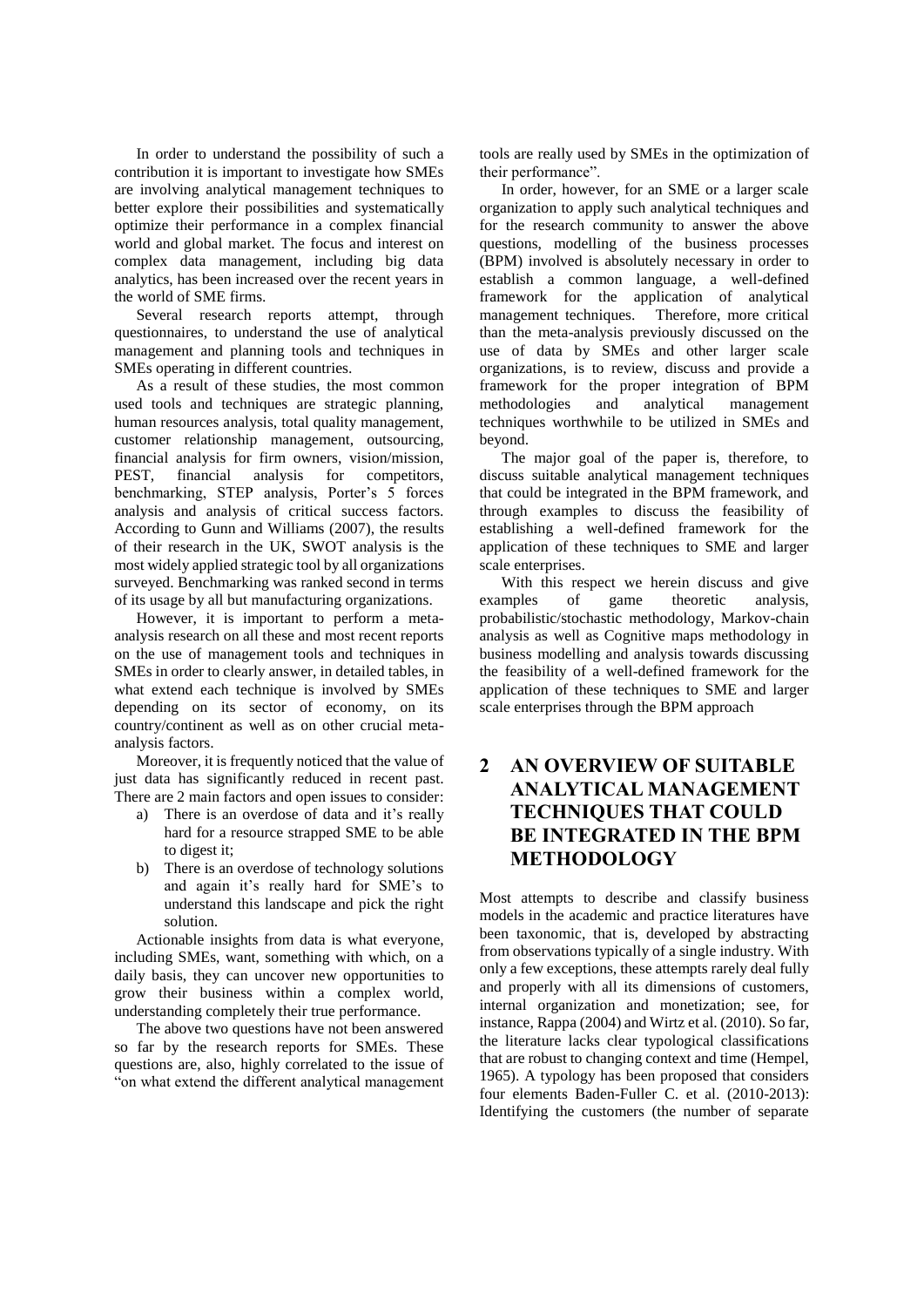In order to understand the possibility of such a contribution it is important to investigate how SMEs are involving analytical management techniques to better explore their possibilities and systematically optimize their performance in a complex financial world and global market. The focus and interest on complex data management, including big data analytics, has been increased over the recent years in the world of SME firms.

Several research reports attempt, through questionnaires, to understand the use of analytical management and planning tools and techniques in SMEs operating in different countries.

As a result of these studies, the most common used tools and techniques are strategic planning, human resources analysis, total quality management, customer relationship management, outsourcing, financial analysis for firm owners, vision/mission, PEST, financial analysis for competitors, benchmarking, STEP analysis, Porter's 5 forces analysis and analysis of critical success factors. According to Gunn and Williams (2007), the results of their research in the UK, SWOT analysis is the most widely applied strategic tool by all organizations surveyed. Benchmarking was ranked second in terms of its usage by all but manufacturing organizations.

However, it is important to perform a meta-analysis research on all these and most recent reports on the use of management tools and techniques in SMEs in order to clearly answer, in detailed tables, in what extend each technique is involved by SMEs depending on its sector of economy, on its country/continent as well as on other crucial meta-analysis factors.

Moreover, it is frequently noticed that the value of just data has significantly reduced in recent past. There are 2 main factors and open issues to consider:

a) There is an overdose of data and it's really hard for a resource strapped SME to be able to digest it;
b) There is an overdose of technology solutions and again it's really hard for SME's to understand this landscape and pick the right solution.

Actionable insights from data is what everyone, including SMEs, want, something with which, on a daily basis, they can uncover new opportunities to grow their business within a complex world, understanding completely their true performance.

The above two questions have not been answered so far by the research reports for SMEs. These questions are, also, highly correlated to the issue of "on what extend the different analytical management tools are really used by SMEs in the optimization of their performance".

In order, however, for an SME or a larger scale organization to apply such analytical techniques and for the research community to answer the above questions, modelling of the business processes (BPM) involved is absolutely necessary in order to establish a common language, a well-defined framework for the application of analytical management techniques. Therefore, more critical than the meta-analysis previously discussed on the use of data by SMEs and other larger scale organizations, is to review, discuss and provide a framework for the proper integration of BPM methodologies and analytical management techniques worthwhile to be utilized in SMEs and beyond.

The major goal of the paper is, therefore, to discuss suitable analytical management techniques that could be integrated in the BPM framework, and through examples to discuss the feasibility of establishing a well-defined framework for the application of these techniques to SME and larger scale enterprises.

With this respect we herein discuss and give examples of game theoretic analysis, probabilistic/stochastic methodology, Markov-chain analysis as well as Cognitive maps methodology in business modelling and analysis towards discussing the feasibility of a well-defined framework for the application of these techniques to SME and larger scale enterprises through the BPM approach

# 2 AN OVERVIEW OF SUITABLE ANALYTICAL MANAGEMENT TECHNIQUES THAT COULD BE INTEGRATED IN THE BPM METHODOLOGY

Most attempts to describe and classify business models in the academic and practice literatures have been taxonomic, that is, developed by abstracting from observations typically of a single industry. With only a few exceptions, these attempts rarely deal fully and properly with all its dimensions of customers, internal organization and monetization; see, for instance, Rappa (2004) and Wirtz et al. (2010). So far, the literature lacks clear typological classifications that are robust to changing context and time (Hempel, 1965). A typology has been proposed that considers four elements Baden-Fuller C. et al. (2010-2013): Identifying the customers (the number of separate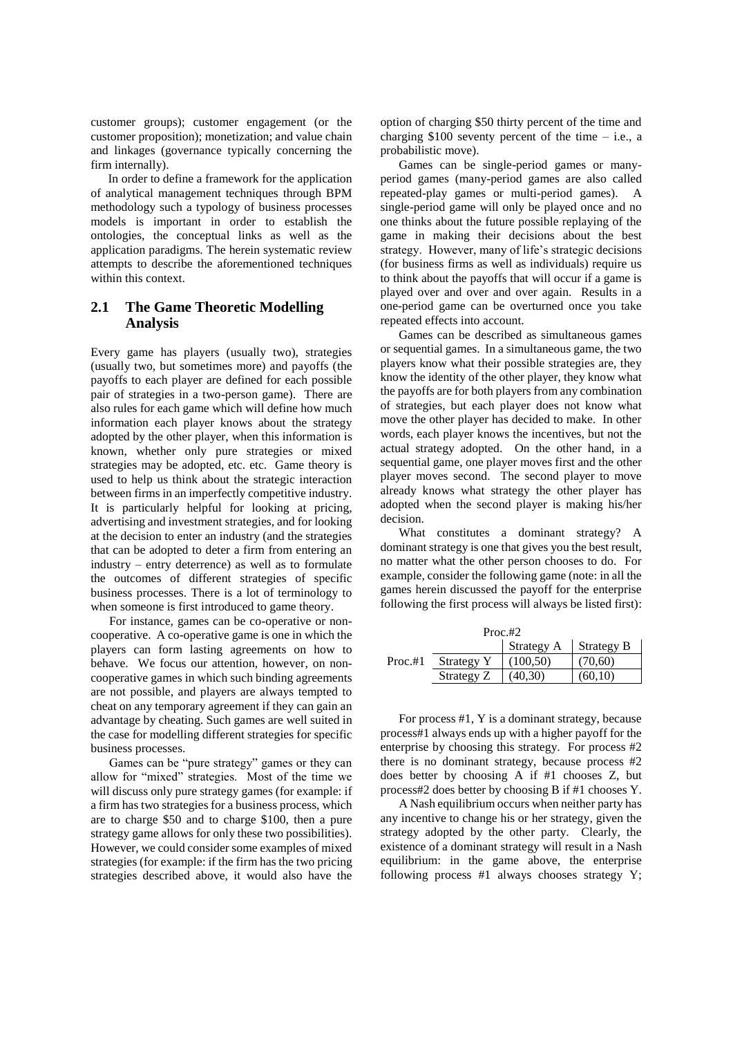customer groups); customer engagement (or the customer proposition); monetization; and value chain and linkages (governance typically concerning the firm internally).

In order to define a framework for the application of analytical management techniques through BPM methodology such a typology of business processes models is important in order to establish the ontologies, the conceptual links as well as the application paradigms. The herein systematic review attempts to describe the aforementioned techniques within this context.

## 2.1 The Game Theoretic Modelling Analysis

Every game has players (usually two), strategies (usually two, but sometimes more) and payoffs (the payoffs to each player are defined for each possible pair of strategies in a two-person game). There are also rules for each game which will define how much information each player knows about the strategy adopted by the other player, when this information is known, whether only pure strategies or mixed strategies may be adopted, etc. etc. Game theory is used to help us think about the strategic interaction between firms in an imperfectly competitive industry. It is particularly helpful for looking at pricing, advertising and investment strategies, and for looking at the decision to enter an industry (and the strategies that can be adopted to deter a firm from entering an industry – entry deterrence) as well as to formulate the outcomes of different strategies of specific business processes. There is a lot of terminology to when someone is first introduced to game theory.

For instance, games can be co-operative or non-cooperative. A co-operative game is one in which the players can form lasting agreements on how to behave. We focus our attention, however, on non-cooperative games in which such binding agreements are not possible, and players are always tempted to cheat on any temporary agreement if they can gain an advantage by cheating. Such games are well suited in the case for modelling different strategies for specific business processes.

Games can be "pure strategy" games or they can allow for "mixed" strategies. Most of the time we will discuss only pure strategy games (for example: if a firm has two strategies for a business process, which are to charge \$50 and to charge \$100, then a pure strategy game allows for only these two possibilities). However, we could consider some examples of mixed strategies (for example: if the firm has the two pricing strategies described above, it would also have the option of charging \$50 thirty percent of the time and charging \$100 seventy percent of the time – i.e., a probabilistic move).

Games can be single-period games or many-period games (many-period games are also called repeated-play games or multi-period games). A single-period game will only be played once and no one thinks about the future possible replaying of the game in making their decisions about the best strategy. However, many of life's strategic decisions (for business firms as well as individuals) require us to think about the payoffs that will occur if a game is played over and over and over again. Results in a one-period game can be overturned once you take repeated effects into account.

Games can be described as simultaneous games or sequential games. In a simultaneous game, the two players know what their possible strategies are, they know the identity of the other player, they know what the payoffs are for both players from any combination of strategies, but each player does not know what move the other player has decided to make. In other words, each player knows the incentives, but not the actual strategy adopted. On the other hand, in a sequential game, one player moves first and the other player moves second. The second player to move already knows what strategy the other player has adopted when the second player is making his/her decision.

What constitutes a dominant strategy? A dominant strategy is one that gives you the best result, no matter what the other person chooses to do. For example, consider the following game (note: in all the games herein discussed the payoff for the enterprise following the first process will always be listed first):

| | | Proc.#2 | |
|---|---|---|---|
| | | Strategy A | Strategy B |
| Proc.#1 | Strategy Y | (100,50) | (70,60) |
| | Strategy Z | (40,30) | (60,10) |

For process #1, Y is a dominant strategy, because process#1 always ends up with a higher payoff for the enterprise by choosing this strategy. For process #2 there is no dominant strategy, because process #2 does better by choosing A if #1 chooses Z, but process#2 does better by choosing B if #1 chooses Y.

A Nash equilibrium occurs when neither party has any incentive to change his or her strategy, given the strategy adopted by the other party. Clearly, the existence of a dominant strategy will result in a Nash equilibrium: in the game above, the enterprise following process #1 always chooses strategy Y;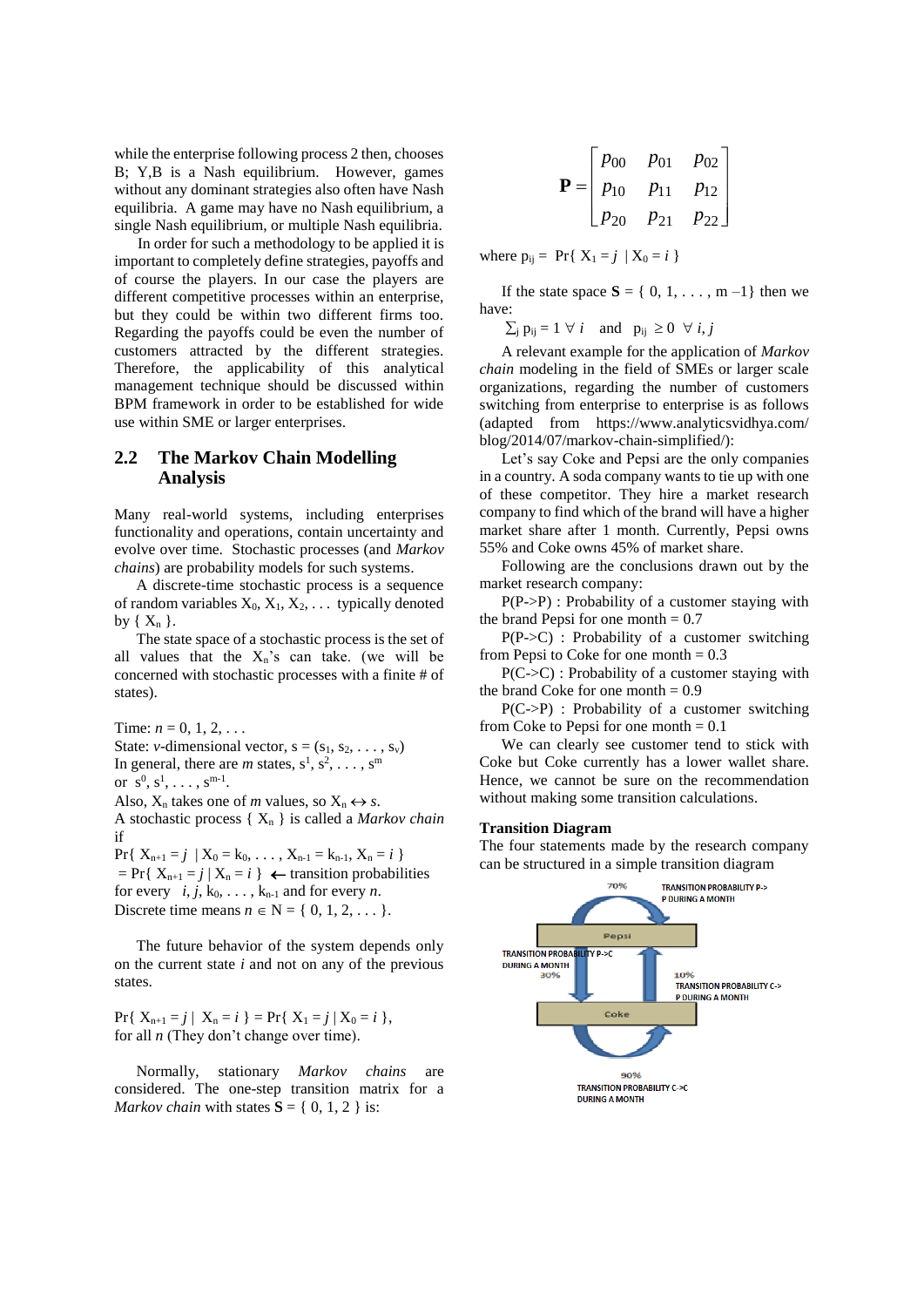while the enterprise following process 2 then, chooses B; Y,B is a Nash equilibrium. However, games without any dominant strategies also often have Nash equilibria. A game may have no Nash equilibrium, a single Nash equilibrium, or multiple Nash equilibria.

In order for such a methodology to be applied it is important to completely define strategies, payoffs and of course the players. In our case the players are different competitive processes within an enterprise, but they could be within two different firms too. Regarding the payoffs could be even the number of customers attracted by the different strategies. Therefore, the applicability of this analytical management technique should be discussed within BPM framework in order to be established for wide use within SME or larger enterprises.

## 2.2 The Markov Chain Modelling Analysis

Many real-world systems, including enterprises functionality and operations, contain uncertainty and evolve over time. Stochastic processes (and *Markov chains*) are probability models for such systems.

A discrete-time stochastic process is a sequence of random variables $X_0, X_1, X_2, \ldots$ typically denoted by $\{ X_n \}$.

The state space of a stochastic process is the set of all values that the $X_n$'s can take. (we will be concerned with stochastic processes with a finite # of states).

Time: $n = 0, 1, 2, \ldots$
State: $v$-dimensional vector, $s = (s_1, s_2, \ldots, s_v)$
In general, there are $m$ states, $s^1, s^2, \ldots, s^m$
or $s^0, s^1, \ldots, s^{m-1}$.
Also, $X_n$ takes one of $m$ values, so $X_n \leftrightarrow s$.
A stochastic process $\{ X_n \}$ is called a *Markov chain* if

$\Pr\{ X_{n+1} = j \mid X_0 = k_0, \ldots, X_{n-1} = k_{n-1}, X_n = i \}$
$= \Pr\{ X_{n+1} = j \mid X_n = i \}$ ← transition probabilities
for every $i, j, k_0, \ldots, k_{n-1}$ and for every $n$.
Discrete time means $n \in N = \{ 0, 1, 2, \ldots \}$.

The future behavior of the system depends only on the current state $i$ and not on any of the previous states.

$\Pr\{ X_{n+1} = j \mid X_n = i \} = \Pr\{ X_1 = j \mid X_0 = i \}$,
for all $n$ (They don't change over time).

Normally, stationary *Markov chains* are considered. The one-step transition matrix for a *Markov chain* with states $\mathbf{S} = \{ 0, 1, 2 \}$ is:

$$\mathbf{P} = \begin{bmatrix} p_{00} & p_{01} & p_{02} \\ p_{10} & p_{11} & p_{12} \\ p_{20} & p_{21} & p_{22} \end{bmatrix}$$

where $p_{ij} = \Pr\{ X_1 = j \mid X_0 = i \}$

If the state space $\mathbf{S} = \{ 0, 1, \ldots, m-1\}$ then we have:

$\sum_j p_{ij} = 1 \ \forall \ i$ and $p_{ij} \geq 0 \ \forall \ i, j$

A relevant example for the application of *Markov chain* modeling in the field of SMEs or larger scale organizations, regarding the number of customers switching from enterprise to enterprise is as follows (adapted from https://www.analyticsvidhya.com/blog/2014/07/markov-chain-simplified/):

Let's say Coke and Pepsi are the only companies in a country. A soda company wants to tie up with one of these competitor. They hire a market research company to find which of the brand will have a higher market share after 1 month. Currently, Pepsi owns 55% and Coke owns 45% of market share.

Following are the conclusions drawn out by the market research company:

P(P->P) : Probability of a customer staying with the brand Pepsi for one month = 0.7

P(P->C) : Probability of a customer switching from Pepsi to Coke for one month = 0.3

P(C->C) : Probability of a customer staying with the brand Coke for one month = 0.9

P(C->P) : Probability of a customer switching from Coke to Pepsi for one month = 0.1

We can clearly see customer tend to stick with Coke but Coke currently has a lower wallet share. Hence, we cannot be sure on the recommendation without making some transition calculations.

**Transition Diagram**

The four statements made by the research company can be structured in a simple transition diagram

70% TRANSITION PROBABILITY P->P DURING A MONTH

Pepsi

TRANSITION PROBABILITY P->C DURING A MONTH 30%

10% TRANSITION PROBABILITY C->P DURING A MONTH

Coke

90% TRANSITION PROBABILITY C->C DURING A MONTH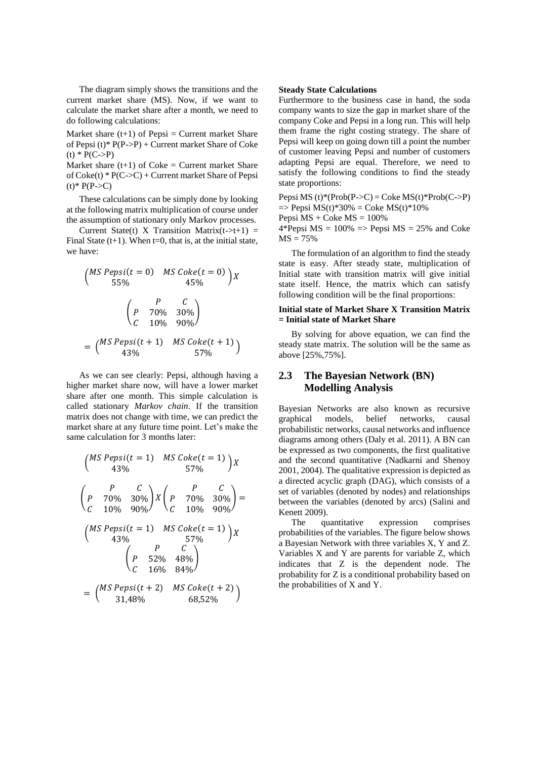The diagram simply shows the transitions and the current market share (MS). Now, if we want to calculate the market share after a month, we need to do following calculations:

Market share (t+1) of Pepsi = Current market Share of Pepsi (t)* P(P->P) + Current market Share of Coke (t) * P(C->P)

Market share (t+1) of Coke = Current market Share of Coke(t) * P(C->C) + Current market Share of Pepsi (t)* P(P->C)

These calculations can be simply done by looking at the following matrix multiplication of course under the assumption of stationary only Markov processes.

Current State(t) X Transition Matrix(t->t+1) = Final State (t+1). When t=0, that is, at the initial state, we have:

$$\begin{pmatrix} MS\ Pepsi(t=0) & MS\ Coke(t=0) \\ 55\% & 45\% \end{pmatrix} X$$

$$\begin{pmatrix} & P & C \\ P & 70\% & 30\% \\ C & 10\% & 90\% \end{pmatrix}$$

$$= \begin{pmatrix} MS\ Pepsi(t+1) & MS\ Coke(t+1) \\ 43\% & 57\% \end{pmatrix}$$

As we can see clearly: Pepsi, although having a higher market share now, will have a lower market share after one month. This simple calculation is called stationary *Markov chain*. If the transition matrix does not change with time, we can predict the market share at any future time point. Let's make the same calculation for 3 months later:

$$\begin{pmatrix} MS\ Pepsi(t=1) & MS\ Coke(t=1) \\ 43\% & 57\% \end{pmatrix} X$$

$$\begin{pmatrix} & P & C \\ P & 70\% & 30\% \\ C & 10\% & 90\% \end{pmatrix} X \begin{pmatrix} & P & C \\ P & 70\% & 30\% \\ C & 10\% & 90\% \end{pmatrix} =$$

$$\begin{pmatrix} MS\ Pepsi(t=1) & MS\ Coke(t=1) \\ 43\% & 57\% \end{pmatrix} X$$

$$\begin{pmatrix} & P & C \\ P & 52\% & 48\% \\ C & 16\% & 84\% \end{pmatrix}$$

$$= \begin{pmatrix} MS\ Pepsi(t+2) & MS\ Coke(t+2) \\ 31{,}48\% & 68{,}52\% \end{pmatrix}$$

**Steady State Calculations**

Furthermore to the business case in hand, the soda company wants to size the gap in market share of the company Coke and Pepsi in a long run. This will help them frame the right costing strategy. The share of Pepsi will keep on going down till a point the number of customer leaving Pepsi and number of customers adapting Pepsi are equal. Therefore, we need to satisfy the following conditions to find the steady state proportions:

Pepsi MS (t)*(Prob(P->C) = Coke MS(t)*Prob(C->P)
=> Pepsi MS(t)*30% = Coke MS(t)*10%
Pepsi MS + Coke MS = 100%
4*Pepsi MS = 100% => Pepsi MS = 25% and Coke MS = 75%

The formulation of an algorithm to find the steady state is easy. After steady state, multiplication of Initial state with transition matrix will give initial state itself. Hence, the matrix which can satisfy following condition will be the final proportions:

**Initial state of Market Share X Transition Matrix = Initial state of Market Share**

By solving for above equation, we can find the steady state matrix. The solution will be the same as above [25%,75%].

## 2.3 The Bayesian Network (BN) Modelling Analysis

Bayesian Networks are also known as recursive graphical models, belief networks, causal probabilistic networks, causal networks and influence diagrams among others (Daly et al. 2011). A BN can be expressed as two components, the first qualitative and the second quantitative (Nadkarni and Shenoy 2001, 2004). The qualitative expression is depicted as a directed acyclic graph (DAG), which consists of a set of variables (denoted by nodes) and relationships between the variables (denoted by arcs) (Salini and Kenett 2009).

The quantitative expression comprises probabilities of the variables. The figure below shows a Bayesian Network with three variables X, Y and Z. Variables X and Y are parents for variable Z, which indicates that Z is the dependent node. The probability for Z is a conditional probability based on the probabilities of X and Y.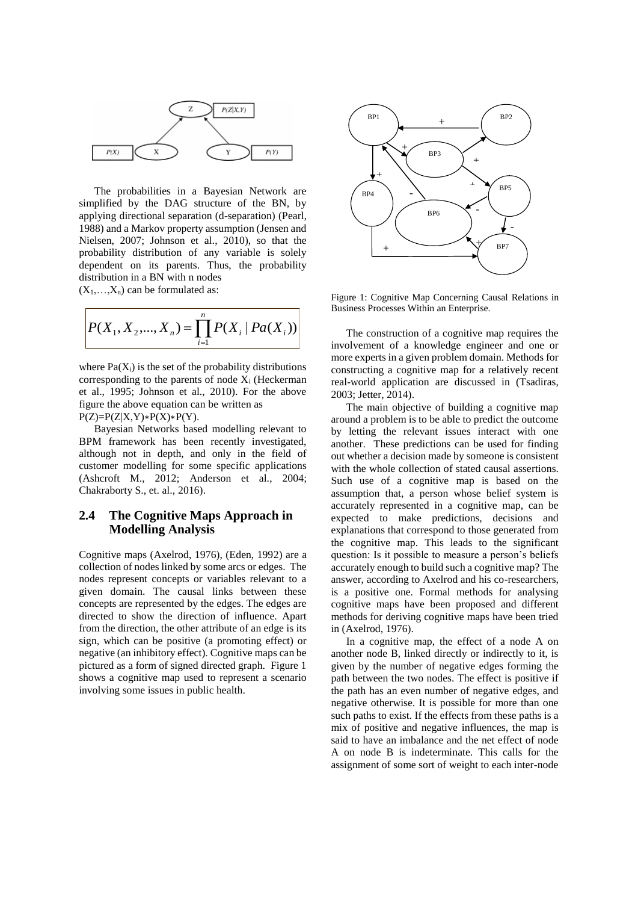The probabilities in a Bayesian Network are simplified by the DAG structure of the BN, by applying directional separation (d-separation) (Pearl, 1988) and a Markov property assumption (Jensen and Nielsen, 2007; Johnson et al., 2010), so that the probability distribution of any variable is solely dependent on its parents. Thus, the probability distribution in a BN with n nodes $(X_1,\ldots,X_n)$ can be formulated as:

$$P(X_1, X_2, ..., X_n) = \prod_{i=1}^{n} P(X_i \mid Pa(X_i))$$

where $Pa(X_i)$ is the set of the probability distributions corresponding to the parents of node $X_i$ (Heckerman et al., 1995; Johnson et al., 2010). For the above figure the above equation can be written as $P(Z)=P(Z|X,Y)*P(X)*P(Y)$.

Bayesian Networks based modelling relevant to BPM framework has been recently investigated, although not in depth, and only in the field of customer modelling for some specific applications (Ashcroft M., 2012; Anderson et al., 2004; Chakraborty S., et. al., 2016).

## 2.4 The Cognitive Maps Approach in Modelling Analysis

Cognitive maps (Axelrod, 1976), (Eden, 1992) are a collection of nodes linked by some arcs or edges. The nodes represent concepts or variables relevant to a given domain. The causal links between these concepts are represented by the edges. The edges are directed to show the direction of influence. Apart from the direction, the other attribute of an edge is its sign, which can be positive (a promoting effect) or negative (an inhibitory effect). Cognitive maps can be pictured as a form of signed directed graph. Figure 1 shows a cognitive map used to represent a scenario involving some issues in public health.

Figure 1: Cognitive Map Concerning Causal Relations in Business Processes Within an Enterprise.

The construction of a cognitive map requires the involvement of a knowledge engineer and one or more experts in a given problem domain. Methods for constructing a cognitive map for a relatively recent real-world application are discussed in (Tsadiras, 2003; Jetter, 2014).

The main objective of building a cognitive map around a problem is to be able to predict the outcome by letting the relevant issues interact with one another. These predictions can be used for finding out whether a decision made by someone is consistent with the whole collection of stated causal assertions. Such use of a cognitive map is based on the assumption that, a person whose belief system is accurately represented in a cognitive map, can be expected to make predictions, decisions and explanations that correspond to those generated from the cognitive map. This leads to the significant question: Is it possible to measure a person's beliefs accurately enough to build such a cognitive map? The answer, according to Axelrod and his co-researchers, is a positive one. Formal methods for analysing cognitive maps have been proposed and different methods for deriving cognitive maps have been tried in (Axelrod, 1976).

In a cognitive map, the effect of a node A on another node B, linked directly or indirectly to it, is given by the number of negative edges forming the path between the two nodes. The effect is positive if the path has an even number of negative edges, and negative otherwise. It is possible for more than one such paths to exist. If the effects from these paths is a mix of positive and negative influences, the map is said to have an imbalance and the net effect of node A on node B is indeterminate. This calls for the assignment of some sort of weight to each inter-node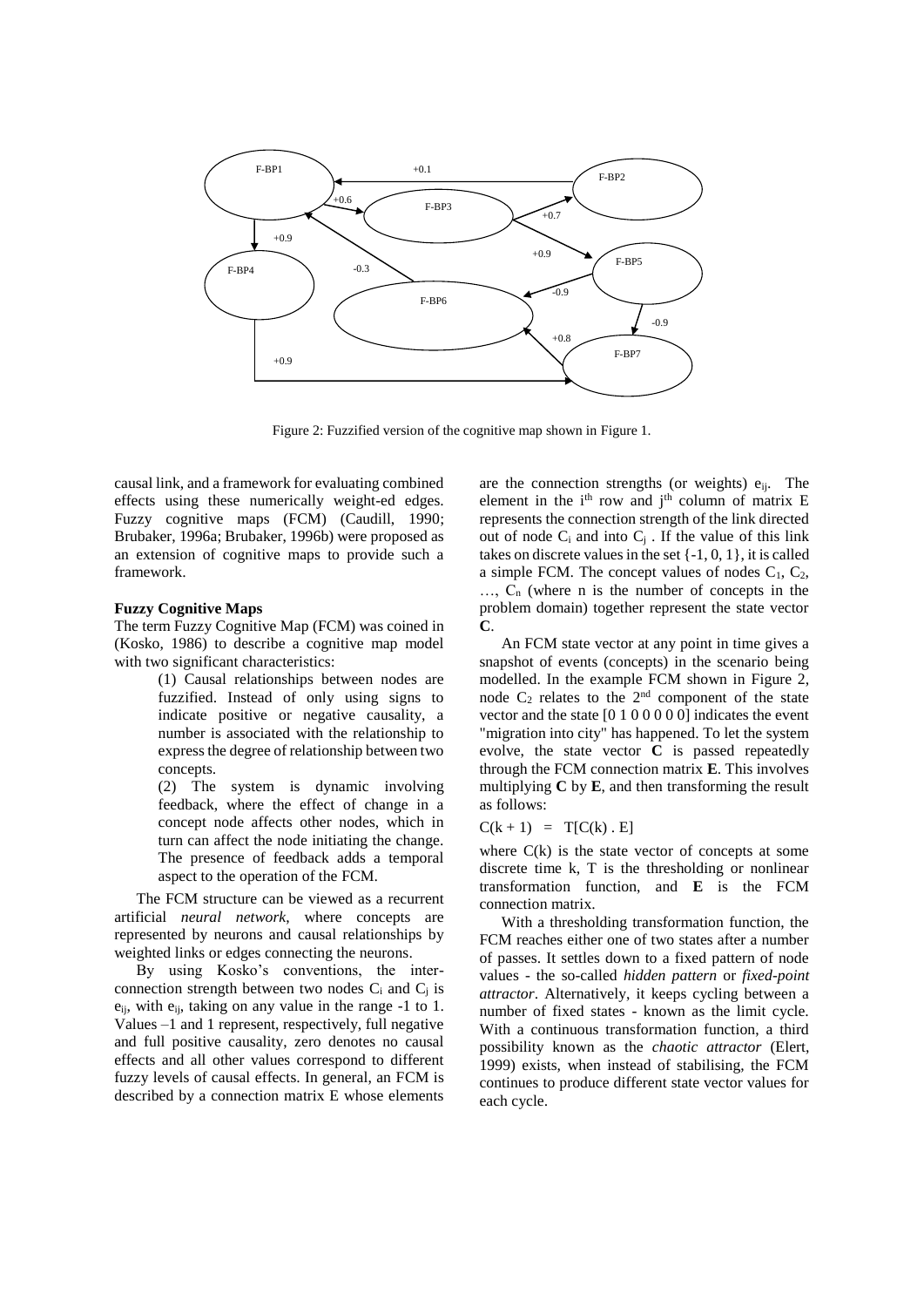Figure 2: Fuzzified version of the cognitive map shown in Figure 1.

causal link, and a framework for evaluating combined effects using these numerically weight-ed edges. Fuzzy cognitive maps (FCM) (Caudill, 1990; Brubaker, 1996a; Brubaker, 1996b) were proposed as an extension of cognitive maps to provide such a framework.

**Fuzzy Cognitive Maps**

The term Fuzzy Cognitive Map (FCM) was coined in (Kosko, 1986) to describe a cognitive map model with two significant characteristics:

(1) Causal relationships between nodes are fuzzified. Instead of only using signs to indicate positive or negative causality, a number is associated with the relationship to express the degree of relationship between two concepts.

(2) The system is dynamic involving feedback, where the effect of change in a concept node affects other nodes, which in turn can affect the node initiating the change. The presence of feedback adds a temporal aspect to the operation of the FCM.

The FCM structure can be viewed as a recurrent artificial *neural network*, where concepts are represented by neurons and causal relationships by weighted links or edges connecting the neurons.

By using Kosko's conventions, the interconnection strength between two nodes $C_i$ and $C_j$ is $e_{ij}$, with $e_{ij}$, taking on any value in the range -1 to 1. Values –1 and 1 represent, respectively, full negative and full positive causality, zero denotes no causal effects and all other values correspond to different fuzzy levels of causal effects. In general, an FCM is described by a connection matrix E whose elements are the connection strengths (or weights) $e_{ij}$. The element in the $i^{th}$ row and $j^{th}$ column of matrix E represents the connection strength of the link directed out of node $C_i$ and into $C_j$. If the value of this link takes on discrete values in the set {-1, 0, 1}, it is called a simple FCM. The concept values of nodes $C_1$, $C_2$, …, $C_n$ (where n is the number of concepts in the problem domain) together represent the state vector **C**.

An FCM state vector at any point in time gives a snapshot of events (concepts) in the scenario being modelled. In the example FCM shown in Figure 2, node $C_2$ relates to the $2^{nd}$ component of the state vector and the state [0 1 0 0 0 0 0] indicates the event "migration into city" has happened. To let the system evolve, the state vector **C** is passed repeatedly through the FCM connection matrix **E**. This involves multiplying **C** by **E**, and then transforming the result as follows:

$$C(k+1) = T[C(k) \cdot E]$$

where C(k) is the state vector of concepts at some discrete time k, T is the thresholding or nonlinear transformation function, and **E** is the FCM connection matrix.

With a thresholding transformation function, the FCM reaches either one of two states after a number of passes. It settles down to a fixed pattern of node values - the so-called *hidden pattern* or *fixed-point attractor*. Alternatively, it keeps cycling between a number of fixed states - known as the limit cycle. With a continuous transformation function, a third possibility known as the *chaotic attractor* (Elert, 1999) exists, when instead of stabilising, the FCM continues to produce different state vector values for each cycle.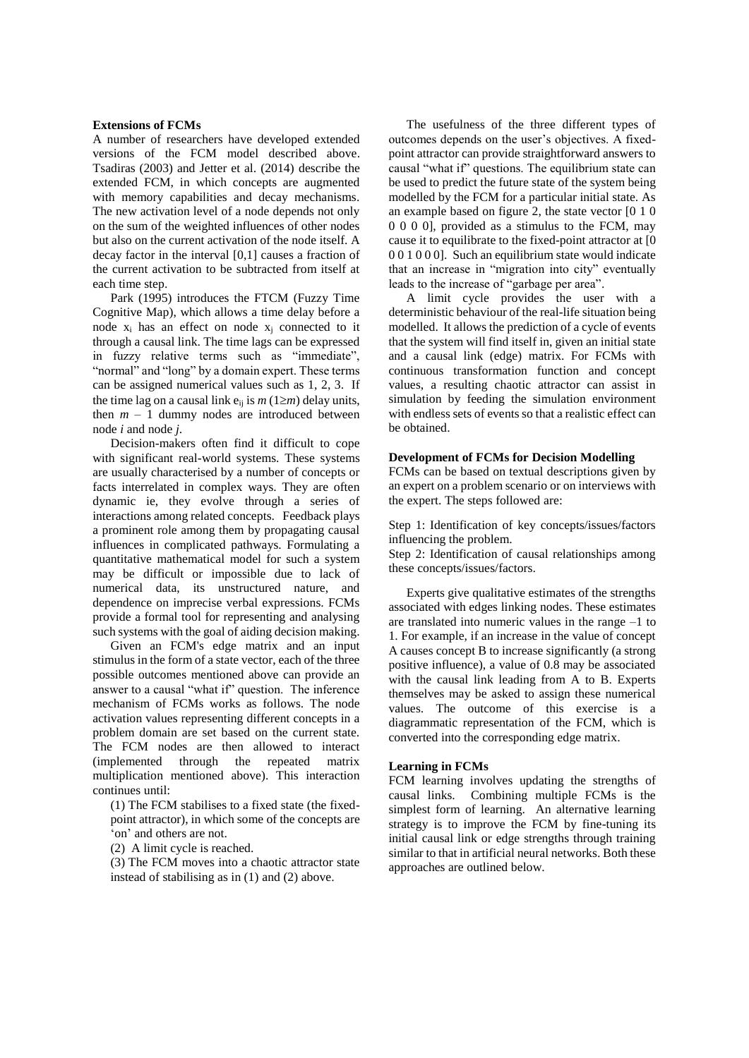**Extensions of FCMs**

A number of researchers have developed extended versions of the FCM model described above. Tsadiras (2003) and Jetter et al. (2014) describe the extended FCM, in which concepts are augmented with memory capabilities and decay mechanisms. The new activation level of a node depends not only on the sum of the weighted influences of other nodes but also on the current activation of the node itself. A decay factor in the interval [0,1] causes a fraction of the current activation to be subtracted from itself at each time step.

Park (1995) introduces the FTCM (Fuzzy Time Cognitive Map), which allows a time delay before a node $x_i$ has an effect on node $x_j$ connected to it through a causal link. The time lags can be expressed in fuzzy relative terms such as "immediate", "normal" and "long" by a domain expert. These terms can be assigned numerical values such as 1, 2, 3. If the time lag on a causal link $e_{ij}$ is $m$ ($1 \geq m$) delay units, then $m - 1$ dummy nodes are introduced between node $i$ and node $j$.

Decision-makers often find it difficult to cope with significant real-world systems. These systems are usually characterised by a number of concepts or facts interrelated in complex ways. They are often dynamic ie, they evolve through a series of interactions among related concepts. Feedback plays a prominent role among them by propagating causal influences in complicated pathways. Formulating a quantitative mathematical model for such a system may be difficult or impossible due to lack of numerical data, its unstructured nature, and dependence on imprecise verbal expressions. FCMs provide a formal tool for representing and analysing such systems with the goal of aiding decision making.

Given an FCM's edge matrix and an input stimulus in the form of a state vector, each of the three possible outcomes mentioned above can provide an answer to a causal "what if" question. The inference mechanism of FCMs works as follows. The node activation values representing different concepts in a problem domain are set based on the current state. The FCM nodes are then allowed to interact (implemented through the repeated matrix multiplication mentioned above). This interaction continues until:

(1) The FCM stabilises to a fixed state (the fixed-point attractor), in which some of the concepts are 'on' and others are not.

(2) A limit cycle is reached.

(3) The FCM moves into a chaotic attractor state instead of stabilising as in (1) and (2) above.

The usefulness of the three different types of outcomes depends on the user's objectives. A fixed-point attractor can provide straightforward answers to causal "what if" questions. The equilibrium state can be used to predict the future state of the system being modelled by the FCM for a particular initial state. As an example based on figure 2, the state vector [0 1 0 0 0 0], provided as a stimulus to the FCM, may cause it to equilibrate to the fixed-point attractor at [0 0 0 1 0 0 0]. Such an equilibrium state would indicate that an increase in "migration into city" eventually leads to the increase of "garbage per area".

A limit cycle provides the user with a deterministic behaviour of the real-life situation being modelled. It allows the prediction of a cycle of events that the system will find itself in, given an initial state and a causal link (edge) matrix. For FCMs with continuous transformation function and concept values, a resulting chaotic attractor can assist in simulation by feeding the simulation environment with endless sets of events so that a realistic effect can be obtained.

**Development of FCMs for Decision Modelling**

FCMs can be based on textual descriptions given by an expert on a problem scenario or on interviews with the expert. The steps followed are:

Step 1: Identification of key concepts/issues/factors influencing the problem.

Step 2: Identification of causal relationships among these concepts/issues/factors.

Experts give qualitative estimates of the strengths associated with edges linking nodes. These estimates are translated into numeric values in the range –1 to 1. For example, if an increase in the value of concept A causes concept B to increase significantly (a strong positive influence), a value of 0.8 may be associated with the causal link leading from A to B. Experts themselves may be asked to assign these numerical values. The outcome of this exercise is a diagrammatic representation of the FCM, which is converted into the corresponding edge matrix.

**Learning in FCMs**

FCM learning involves updating the strengths of causal links. Combining multiple FCMs is the simplest form of learning. An alternative learning strategy is to improve the FCM by fine-tuning its initial causal link or edge strengths through training similar to that in artificial neural networks. Both these approaches are outlined below.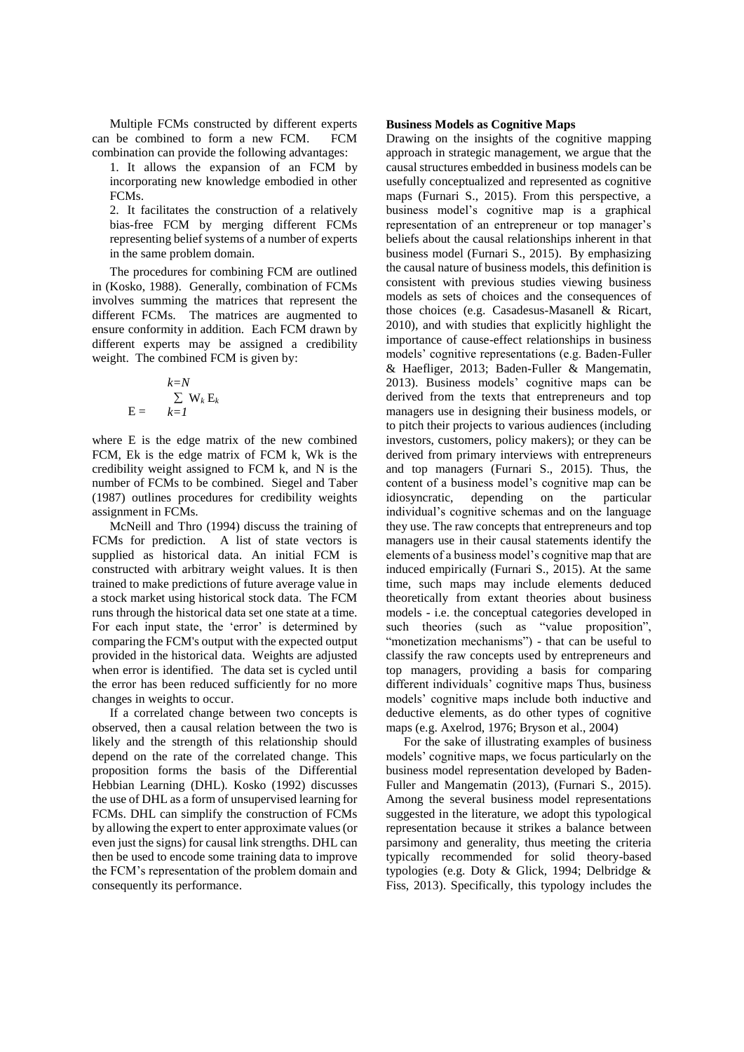Multiple FCMs constructed by different experts can be combined to form a new FCM. FCM combination can provide the following advantages:

1. It allows the expansion of an FCM by incorporating new knowledge embodied in other FCMs.
2. It facilitates the construction of a relatively bias-free FCM by merging different FCMs representing belief systems of a number of experts in the same problem domain.

The procedures for combining FCM are outlined in (Kosko, 1988). Generally, combination of FCMs involves summing the matrices that represent the different FCMs. The matrices are augmented to ensure conformity in addition. Each FCM drawn by different experts may be assigned a credibility weight. The combined FCM is given by:

$$E = \sum_{k=1}^{k=N} W_k E_k$$

where E is the edge matrix of the new combined FCM, Ek is the edge matrix of FCM k, Wk is the credibility weight assigned to FCM k, and N is the number of FCMs to be combined. Siegel and Taber (1987) outlines procedures for credibility weights assignment in FCMs.

McNeill and Thro (1994) discuss the training of FCMs for prediction. A list of state vectors is supplied as historical data. An initial FCM is constructed with arbitrary weight values. It is then trained to make predictions of future average value in a stock market using historical stock data. The FCM runs through the historical data set one state at a time. For each input state, the 'error' is determined by comparing the FCM's output with the expected output provided in the historical data. Weights are adjusted when error is identified. The data set is cycled until the error has been reduced sufficiently for no more changes in weights to occur.

If a correlated change between two concepts is observed, then a causal relation between the two is likely and the strength of this relationship should depend on the rate of the correlated change. This proposition forms the basis of the Differential Hebbian Learning (DHL). Kosko (1992) discusses the use of DHL as a form of unsupervised learning for FCMs. DHL can simplify the construction of FCMs by allowing the expert to enter approximate values (or even just the signs) for causal link strengths. DHL can then be used to encode some training data to improve the FCM's representation of the problem domain and consequently its performance.

**Business Models as Cognitive Maps**

Drawing on the insights of the cognitive mapping approach in strategic management, we argue that the causal structures embedded in business models can be usefully conceptualized and represented as cognitive maps (Furnari S., 2015). From this perspective, a business model's cognitive map is a graphical representation of an entrepreneur or top manager's beliefs about the causal relationships inherent in that business model (Furnari S., 2015). By emphasizing the causal nature of business models, this definition is consistent with previous studies viewing business models as sets of choices and the consequences of those choices (e.g. Casadesus-Masanell & Ricart, 2010), and with studies that explicitly highlight the importance of cause-effect relationships in business models' cognitive representations (e.g. Baden-Fuller & Haefliger, 2013; Baden-Fuller & Mangematin, 2013). Business models' cognitive maps can be derived from the texts that entrepreneurs and top managers use in designing their business models, or to pitch their projects to various audiences (including investors, customers, policy makers); or they can be derived from primary interviews with entrepreneurs and top managers (Furnari S., 2015). Thus, the content of a business model's cognitive map can be idiosyncratic, depending on the particular individual's cognitive schemas and on the language they use. The raw concepts that entrepreneurs and top managers use in their causal statements identify the elements of a business model's cognitive map that are induced empirically (Furnari S., 2015). At the same time, such maps may include elements deduced theoretically from extant theories about business models - i.e. the conceptual categories developed in such theories (such as "value proposition", "monetization mechanisms") - that can be useful to classify the raw concepts used by entrepreneurs and top managers, providing a basis for comparing different individuals' cognitive maps Thus, business models' cognitive maps include both inductive and deductive elements, as do other types of cognitive maps (e.g. Axelrod, 1976; Bryson et al., 2004)

For the sake of illustrating examples of business models' cognitive maps, we focus particularly on the business model representation developed by Baden-Fuller and Mangematin (2013), (Furnari S., 2015). Among the several business model representations suggested in the literature, we adopt this typological representation because it strikes a balance between parsimony and generality, thus meeting the criteria typically recommended for solid theory-based typologies (e.g. Doty & Glick, 1994; Delbridge & Fiss, 2013). Specifically, this typology includes the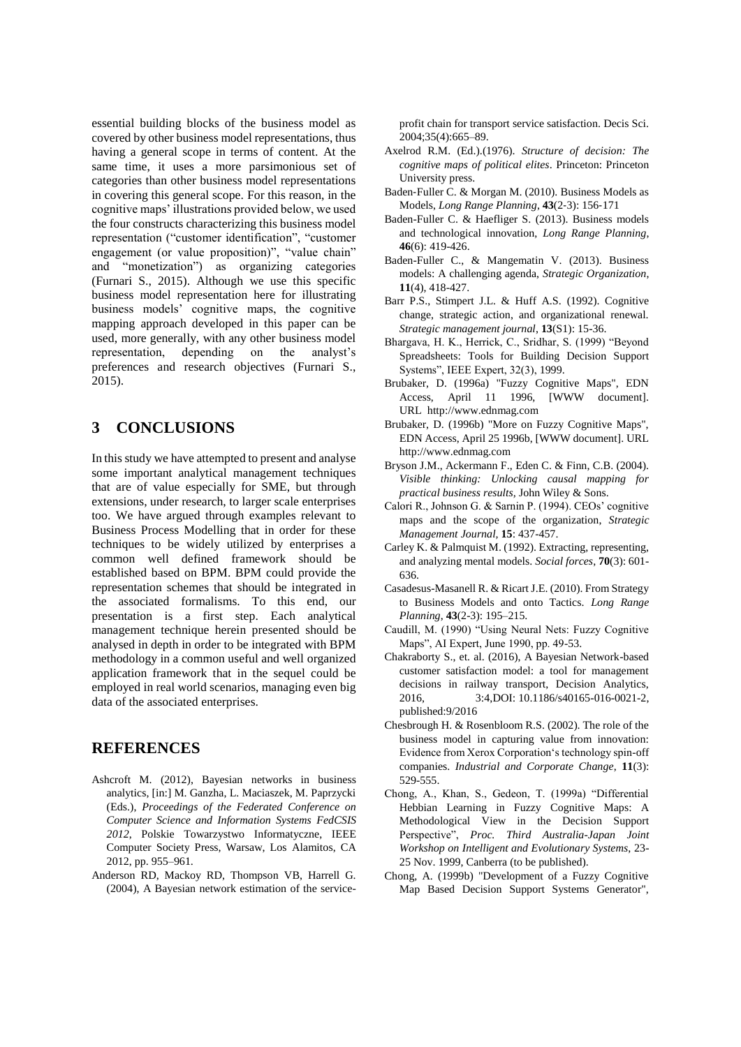essential building blocks of the business model as covered by other business model representations, thus having a general scope in terms of content. At the same time, it uses a more parsimonious set of categories than other business model representations in covering this general scope. For this reason, in the cognitive maps' illustrations provided below, we used the four constructs characterizing this business model representation ("customer identification", "customer engagement (or value proposition)", "value chain" and "monetization") as organizing categories (Furnari S., 2015). Although we use this specific business model representation here for illustrating business models' cognitive maps, the cognitive mapping approach developed in this paper can be used, more generally, with any other business model representation, depending on the analyst's preferences and research objectives (Furnari S., 2015).

## 3 CONCLUSIONS

In this study we have attempted to present and analyse some important analytical management techniques that are of value especially for SME, but through extensions, under research, to larger scale enterprises too. We have argued through examples relevant to Business Process Modelling that in order for these techniques to be widely utilized by enterprises a common well defined framework should be established based on BPM. BPM could provide the representation schemes that should be integrated in the associated formalisms. To this end, our presentation is a first step. Each analytical management technique herein presented should be analysed in depth in order to be integrated with BPM methodology in a common useful and well organized application framework that in the sequel could be employed in real world scenarios, managing even big data of the associated enterprises.

## REFERENCES

Ashcroft M. (2012), Bayesian networks in business analytics, [in:] M. Ganzha, L. Maciaszek, M. Paprzycki (Eds.), *Proceedings of the Federated Conference on Computer Science and Information Systems FedCSIS 2012*, Polskie Towarzystwo Informatyczne, IEEE Computer Society Press, Warsaw, Los Alamitos, CA 2012, pp. 955–961.

Anderson RD, Mackoy RD, Thompson VB, Harrell G. (2004), A Bayesian network estimation of the service-profit chain for transport service satisfaction. Decis Sci. 2004;35(4):665–89.

Axelrod R.M. (Ed.).(1976). *Structure of decision: The cognitive maps of political elites*. Princeton: Princeton University press.

Baden-Fuller C. & Morgan M. (2010). Business Models as Models, *Long Range Planning*, **43**(2-3): 156-171

Baden-Fuller C. & Haefliger S. (2013). Business models and technological innovation, *Long Range Planning*, **46**(6): 419-426.

Baden-Fuller C., & Mangematin V. (2013). Business models: A challenging agenda, *Strategic Organization*, **11**(4), 418-427.

Barr P.S., Stimpert J.L. & Huff A.S. (1992). Cognitive change, strategic action, and organizational renewal. *Strategic management journal*, **13**(S1): 15-36.

Bhargava, H. K., Herrick, C., Sridhar, S. (1999) "Beyond Spreadsheets: Tools for Building Decision Support Systems", IEEE Expert, 32(3), 1999.

Brubaker, D. (1996a) "Fuzzy Cognitive Maps", EDN Access, April 11 1996, [WWW document]. URL http://www.ednmag.com

Brubaker, D. (1996b) "More on Fuzzy Cognitive Maps", EDN Access, April 25 1996b, [WWW document]. URL http://www.ednmag.com

Bryson J.M., Ackermann F., Eden C. & Finn, C.B. (2004). *Visible thinking: Unlocking causal mapping for practical business results*, John Wiley & Sons.

Calori R., Johnson G. & Sarnin P. (1994). CEOs' cognitive maps and the scope of the organization, *Strategic Management Journal*, **15**: 437-457.

Carley K. & Palmquist M. (1992). Extracting, representing, and analyzing mental models. *Social forces*, **70**(3): 601-636.

Casadesus-Masanell R. & Ricart J.E. (2010). From Strategy to Business Models and onto Tactics. *Long Range Planning*, **43**(2-3): 195–215.

Caudill, M. (1990) "Using Neural Nets: Fuzzy Cognitive Maps", AI Expert, June 1990, pp. 49-53.

Chakraborty S., et. al. (2016), A Bayesian Network-based customer satisfaction model: a tool for management decisions in railway transport, Decision Analytics, 2016, 3:4,DOI: 10.1186/s40165-016-0021-2, published:9/2016

Chesbrough H. & Rosenbloom R.S. (2002). The role of the business model in capturing value from innovation: Evidence from Xerox Corporation's technology spin-off companies. *Industrial and Corporate Change*, **11**(3): 529-555.

Chong, A., Khan, S., Gedeon, T. (1999a) "Differential Hebbian Learning in Fuzzy Cognitive Maps: A Methodological View in the Decision Support Perspective", *Proc. Third Australia-Japan Joint Workshop on Intelligent and Evolutionary Systems*, 23-25 Nov. 1999, Canberra (to be published).

Chong, A. (1999b) "Development of a Fuzzy Cognitive Map Based Decision Support Systems Generator",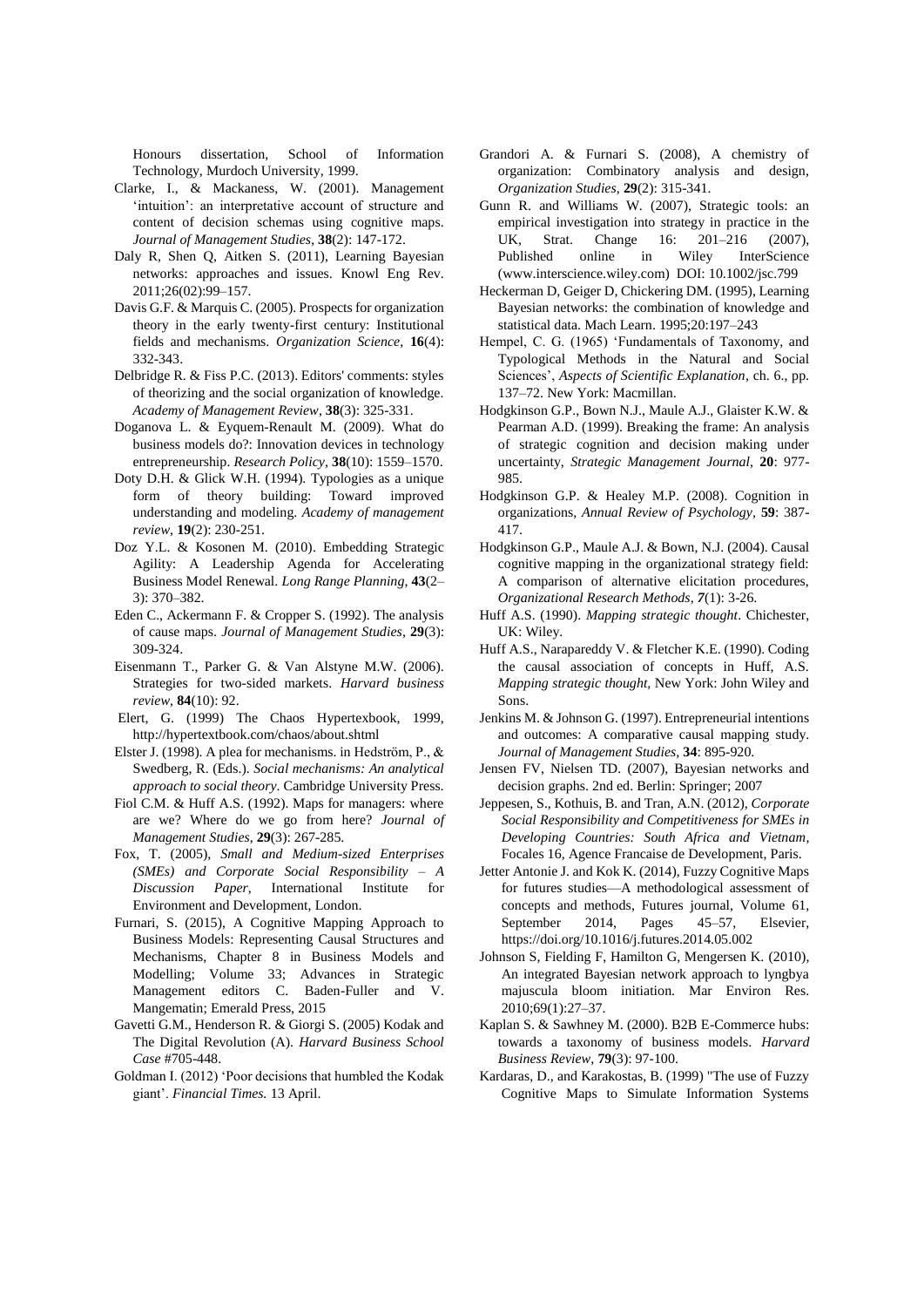Honours dissertation, School of Information Technology, Murdoch University, 1999.

Clarke, I., & Mackaness, W. (2001). Management 'intuition': an interpretative account of structure and content of decision schemas using cognitive maps. *Journal of Management Studies*, **38**(2): 147-172.

Daly R, Shen Q, Aitken S. (2011), Learning Bayesian networks: approaches and issues. Knowl Eng Rev. 2011;26(02):99–157.

Davis G.F. & Marquis C. (2005). Prospects for organization theory in the early twenty-first century: Institutional fields and mechanisms. *Organization Science*, **16**(4): 332-343.

Delbridge R. & Fiss P.C. (2013). Editors' comments: styles of theorizing and the social organization of knowledge. *Academy of Management Review*, **38**(3): 325-331.

Doganova L. & Eyquem-Renault M. (2009). What do business models do?: Innovation devices in technology entrepreneurship. *Research Policy*, **38**(10): 1559–1570.

Doty D.H. & Glick W.H. (1994). Typologies as a unique form of theory building: Toward improved understanding and modeling. *Academy of management review*, **19**(2): 230-251.

Doz Y.L. & Kosonen M. (2010). Embedding Strategic Agility: A Leadership Agenda for Accelerating Business Model Renewal. *Long Range Planning*, **43**(2–3): 370–382.

Eden C., Ackermann F. & Cropper S. (1992). The analysis of cause maps. *Journal of Management Studies*, **29**(3): 309-324.

Eisenmann T., Parker G. & Van Alstyne M.W. (2006). Strategies for two-sided markets. *Harvard business review*, **84**(10): 92.

Elert, G. (1999) The Chaos Hypertexbook, 1999, http://hypertextbook.com/chaos/about.shtml

Elster J. (1998). A plea for mechanisms. in Hedström, P., & Swedberg, R. (Eds.). *Social mechanisms: An analytical approach to social theory*. Cambridge University Press.

Fiol C.M. & Huff A.S. (1992). Maps for managers: where are we? Where do we go from here? *Journal of Management Studies*, **29**(3): 267-285.

Fox, T. (2005), *Small and Medium-sized Enterprises (SMEs) and Corporate Social Responsibility – A Discussion Paper*, International Institute for Environment and Development, London.

Furnari, S. (2015), A Cognitive Mapping Approach to Business Models: Representing Causal Structures and Mechanisms, Chapter 8 in Business Models and Modelling; Volume 33; Advances in Strategic Management editors C. Baden-Fuller and V. Mangematin; Emerald Press, 2015

Gavetti G.M., Henderson R. & Giorgi S. (2005) Kodak and The Digital Revolution (A). *Harvard Business School Case* #705-448.

Goldman I. (2012) 'Poor decisions that humbled the Kodak giant'. *Financial Times.* 13 April.

Grandori A. & Furnari S. (2008), A chemistry of organization: Combinatory analysis and design, *Organization Studies*, **29**(2): 315-341.

Gunn R. and Williams W. (2007), Strategic tools: an empirical investigation into strategy in practice in the UK, Strat. Change 16: 201–216 (2007), Published online in Wiley InterScience (www.interscience.wiley.com) DOI: 10.1002/jsc.799

Heckerman D, Geiger D, Chickering DM. (1995), Learning Bayesian networks: the combination of knowledge and statistical data. Mach Learn. 1995;20:197–243

Hempel, C. G. (1965) 'Fundamentals of Taxonomy, and Typological Methods in the Natural and Social Sciences', *Aspects of Scientific Explanation*, ch. 6., pp. 137–72. New York: Macmillan.

Hodgkinson G.P., Bown N.J., Maule A.J., Glaister K.W. & Pearman A.D. (1999). Breaking the frame: An analysis of strategic cognition and decision making under uncertainty, *Strategic Management Journal*, **20**: 977-985.

Hodgkinson G.P. & Healey M.P. (2008). Cognition in organizations, *Annual Review of Psychology*, **59**: 387-417.

Hodgkinson G.P., Maule A.J. & Bown, N.J. (2004). Causal cognitive mapping in the organizational strategy field: A comparison of alternative elicitation procedures, *Organizational Research Methods*, ***7***(1): 3-26.

Huff A.S. (1990). *Mapping strategic thought*. Chichester, UK: Wiley.

Huff A.S., Narapareddy V. & Fletcher K.E. (1990). Coding the causal association of concepts in Huff, A.S. *Mapping strategic thought*, New York: John Wiley and Sons.

Jenkins M. & Johnson G. (1997). Entrepreneurial intentions and outcomes: A comparative causal mapping study. *Journal of Management Studies*, **34**: 895-920.

Jensen FV, Nielsen TD. (2007), Bayesian networks and decision graphs. 2nd ed. Berlin: Springer; 2007

Jeppesen, S., Kothuis, B. and Tran, A.N. (2012), *Corporate Social Responsibility and Competitiveness for SMEs in Developing Countries: South Africa and Vietnam*, Focales 16, Agence Francaise de Development, Paris.

Jetter Antonie J. and Kok K. (2014), Fuzzy Cognitive Maps for futures studies—A methodological assessment of concepts and methods, Futures journal, Volume 61, September 2014, Pages 45–57, Elsevier, https://doi.org/10.1016/j.futures.2014.05.002

Johnson S, Fielding F, Hamilton G, Mengersen K. (2010), An integrated Bayesian network approach to lyngbya majuscula bloom initiation. Mar Environ Res. 2010;69(1):27–37.

Kaplan S. & Sawhney M. (2000). B2B E-Commerce hubs: towards a taxonomy of business models. *Harvard Business Review*, **79**(3): 97-100.

Kardaras, D., and Karakostas, B. (1999) "The use of Fuzzy Cognitive Maps to Simulate Information Systems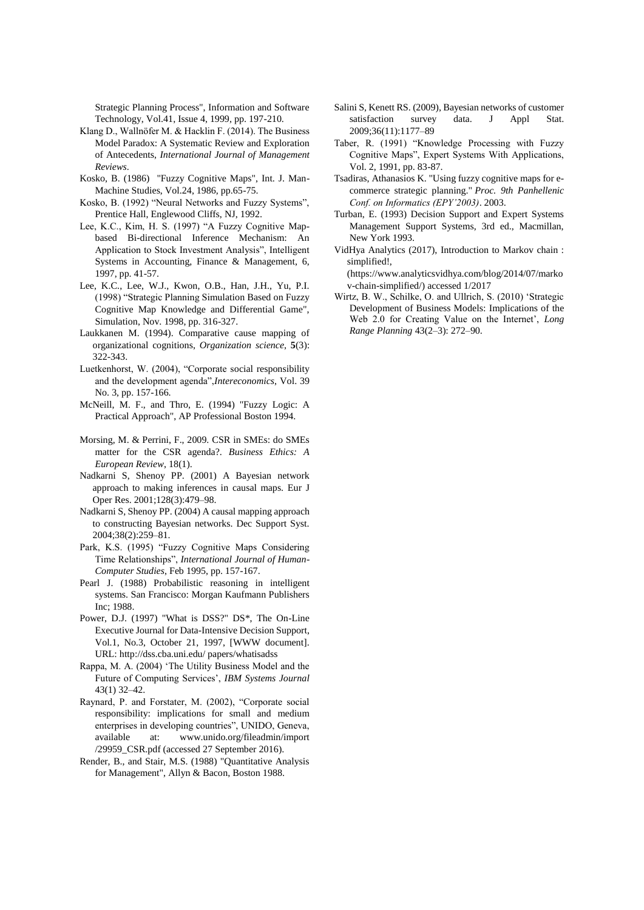Strategic Planning Process", Information and Software Technology, Vol.41, Issue 4, 1999, pp. 197-210.

Klang D., Wallnöfer M. & Hacklin F. (2014). The Business Model Paradox: A Systematic Review and Exploration of Antecedents, *International Journal of Management Reviews*.

Kosko, B. (1986) "Fuzzy Cognitive Maps", Int. J. Man-Machine Studies, Vol.24, 1986, pp.65-75.

Kosko, B. (1992) "Neural Networks and Fuzzy Systems", Prentice Hall, Englewood Cliffs, NJ, 1992.

Lee, K.C., Kim, H. S. (1997) "A Fuzzy Cognitive Map-based Bi-directional Inference Mechanism: An Application to Stock Investment Analysis", Intelligent Systems in Accounting, Finance & Management, 6, 1997, pp. 41-57.

Lee, K.C., Lee, W.J., Kwon, O.B., Han, J.H., Yu, P.I. (1998) "Strategic Planning Simulation Based on Fuzzy Cognitive Map Knowledge and Differential Game", Simulation, Nov. 1998, pp. 316-327.

Laukkanen M. (1994). Comparative cause mapping of organizational cognitions, *Organization science*, **5**(3): 322-343.

Luetkenhorst, W. (2004), "Corporate social responsibility and the development agenda",*Intereconomics*, Vol. 39 No. 3, pp. 157-166.

McNeill, M. F., and Thro, E. (1994) "Fuzzy Logic: A Practical Approach", AP Professional Boston 1994.

Morsing, M. & Perrini, F., 2009. CSR in SMEs: do SMEs matter for the CSR agenda?. *Business Ethics: A European Review*, 18(1).

Nadkarni S, Shenoy PP. (2001) A Bayesian network approach to making inferences in causal maps. Eur J Oper Res. 2001;128(3):479–98.

Nadkarni S, Shenoy PP. (2004) A causal mapping approach to constructing Bayesian networks. Dec Support Syst. 2004;38(2):259–81.

Park, K.S. (1995) "Fuzzy Cognitive Maps Considering Time Relationships", *International Journal of Human-Computer Studies*, Feb 1995, pp. 157-167.

Pearl J. (1988) Probabilistic reasoning in intelligent systems. San Francisco: Morgan Kaufmann Publishers Inc; 1988.

Power, D.J. (1997) "What is DSS?" DS*, The On-Line Executive Journal for Data-Intensive Decision Support, Vol.1, No.3, October 21, 1997, [WWW document]. URL: http://dss.cba.uni.edu/ papers/whatisadss

Rappa, M. A. (2004) 'The Utility Business Model and the Future of Computing Services', *IBM Systems Journal* 43(1) 32–42.

Raynard, P. and Forstater, M. (2002), "Corporate social responsibility: implications for small and medium enterprises in developing countries", UNIDO, Geneva, available at: www.unido.org/fileadmin/import /29959_CSR.pdf (accessed 27 September 2016).

Render, B., and Stair, M.S. (1988) "Quantitative Analysis for Management", Allyn & Bacon, Boston 1988.

Salini S, Kenett RS. (2009), Bayesian networks of customer satisfaction survey data. J Appl Stat. 2009;36(11):1177–89

Taber, R. (1991) "Knowledge Processing with Fuzzy Cognitive Maps", Expert Systems With Applications, Vol. 2, 1991, pp. 83-87.

Tsadiras, Athanasios K. "Using fuzzy cognitive maps for e-commerce strategic planning." *Proc. 9th Panhellenic Conf. on Informatics (EPY'2003)*. 2003.

Turban, E. (1993) Decision Support and Expert Systems Management Support Systems, 3rd ed., Macmillan, New York 1993.

VidHya Analytics (2017), Introduction to Markov chain : simplified!, (https://www.analyticsvidhya.com/blog/2014/07/markov-chain-simplified/) accessed 1/2017

Wirtz, B. W., Schilke, O. and Ullrich, S. (2010) 'Strategic Development of Business Models: Implications of the Web 2.0 for Creating Value on the Internet', *Long Range Planning* 43(2–3): 272–90.